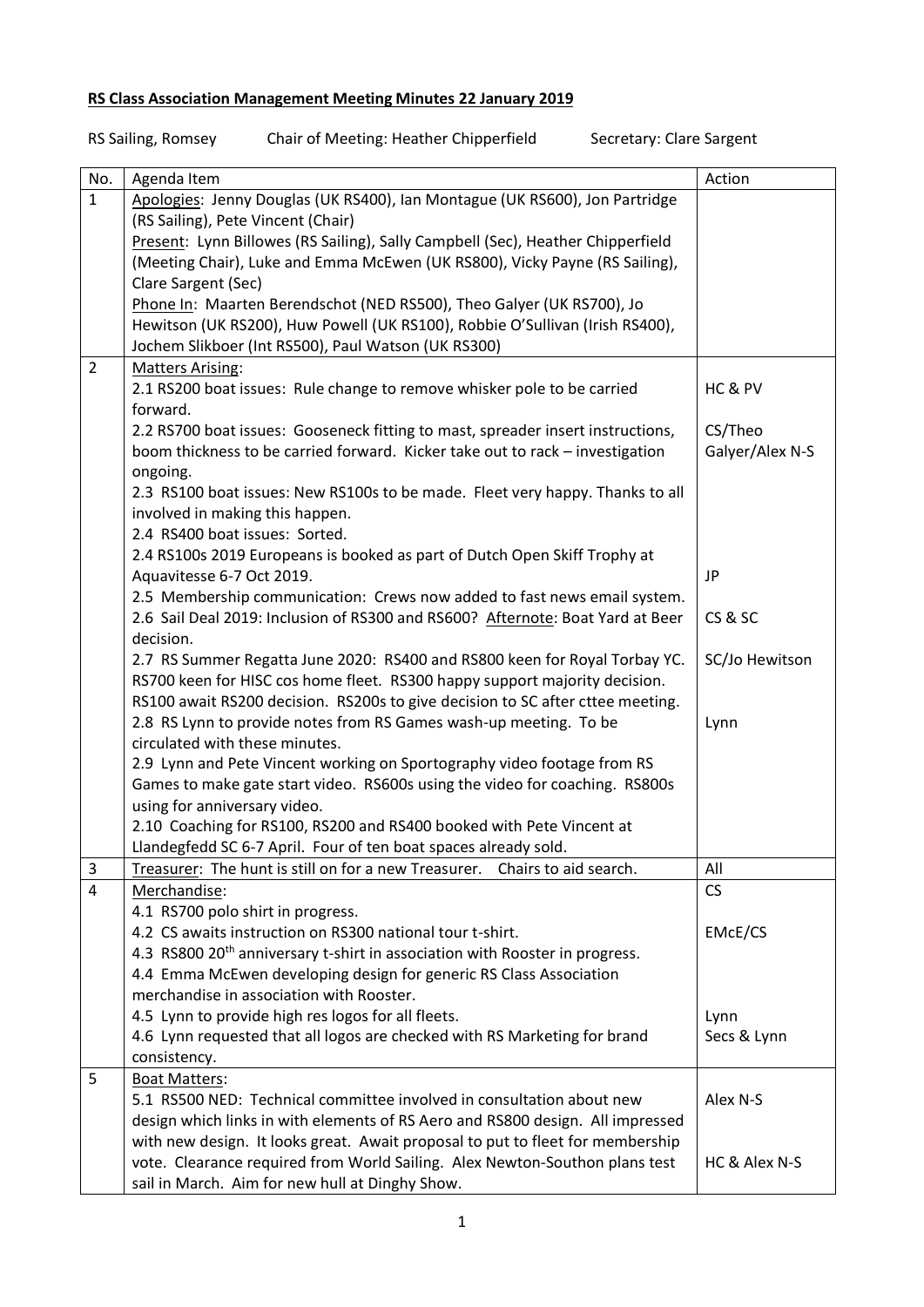**RS Class Association Management Meeting Minutes 22 January 2019**

RS Sailing, Romsey Chair of Meeting: Heather Chipperfield Secretary: Clare Sargent

| No. | Agenda Item | Action |
|---|---|---|
| 1 | Apologies: Jenny Douglas (UK RS400), Ian Montague (UK RS600), Jon Partridge (RS Sailing), Pete Vincent (Chair)<br>Present: Lynn Billowes (RS Sailing), Sally Campbell (Sec), Heather Chipperfield (Meeting Chair), Luke and Emma McEwen (UK RS800), Vicky Payne (RS Sailing), Clare Sargent (Sec)<br>Phone In: Maarten Berendschot (NED RS500), Theo Galyer (UK RS700), Jo Hewitson (UK RS200), Huw Powell (UK RS100), Robbie O'Sullivan (Irish RS400), Jochem Slikboer (Int RS500), Paul Watson (UK RS300) | |
| 2 | Matters Arising:<br>2.1 RS200 boat issues: Rule change to remove whisker pole to be carried forward.<br>2.2 RS700 boat issues: Gooseneck fitting to mast, spreader insert instructions, boom thickness to be carried forward. Kicker take out to rack – investigation ongoing.<br>2.3 RS100 boat issues: New RS100s to be made. Fleet very happy. Thanks to all involved in making this happen.<br>2.4 RS400 boat issues: Sorted.<br>2.4 RS100s 2019 Europeans is booked as part of Dutch Open Skiff Trophy at Aquavitesse 6-7 Oct 2019.<br>2.5 Membership communication: Crews now added to fast news email system.<br>2.6 Sail Deal 2019: Inclusion of RS300 and RS600? Afternote: Boat Yard at Beer decision.<br>2.7 RS Summer Regatta June 2020: RS400 and RS800 keen for Royal Torbay YC. RS700 keen for HISC cos home fleet. RS300 happy support majority decision. RS100 await RS200 decision. RS200s to give decision to SC after cttee meeting.<br>2.8 RS Lynn to provide notes from RS Games wash-up meeting. To be circulated with these minutes.<br>2.9 Lynn and Pete Vincent working on Sportography video footage from RS Games to make gate start video. RS600s using the video for coaching. RS800s using for anniversary video.<br>2.10 Coaching for RS100, RS200 and RS400 booked with Pete Vincent at Llandegfedd SC 6-7 April. Four of ten boat spaces already sold. | HC & PV<br><br>CS/Theo Galyer/Alex N-S<br><br><br>JP<br><br>CS & SC<br><br>SC/Jo Hewitson<br><br>Lynn |
| 3 | Treasurer: The hunt is still on for a new Treasurer. Chairs to aid search. | All |
| 4 | Merchandise:<br>4.1 RS700 polo shirt in progress.<br>4.2 CS awaits instruction on RS300 national tour t-shirt.<br>4.3 RS800 20th anniversary t-shirt in association with Rooster in progress.<br>4.4 Emma McEwen developing design for generic RS Class Association merchandise in association with Rooster.<br>4.5 Lynn to provide high res logos for all fleets.<br>4.6 Lynn requested that all logos are checked with RS Marketing for brand consistency. | CS<br><br>EMcE/CS<br><br><br>Lynn<br>Secs & Lynn |
| 5 | Boat Matters:<br>5.1 RS500 NED: Technical committee involved in consultation about new design which links in with elements of RS Aero and RS800 design. All impressed with new design. It looks great. Await proposal to put to fleet for membership vote. Clearance required from World Sailing. Alex Newton-Southon plans test sail in March. Aim for new hull at Dinghy Show. | Alex N-S<br><br><br>HC & Alex N-S |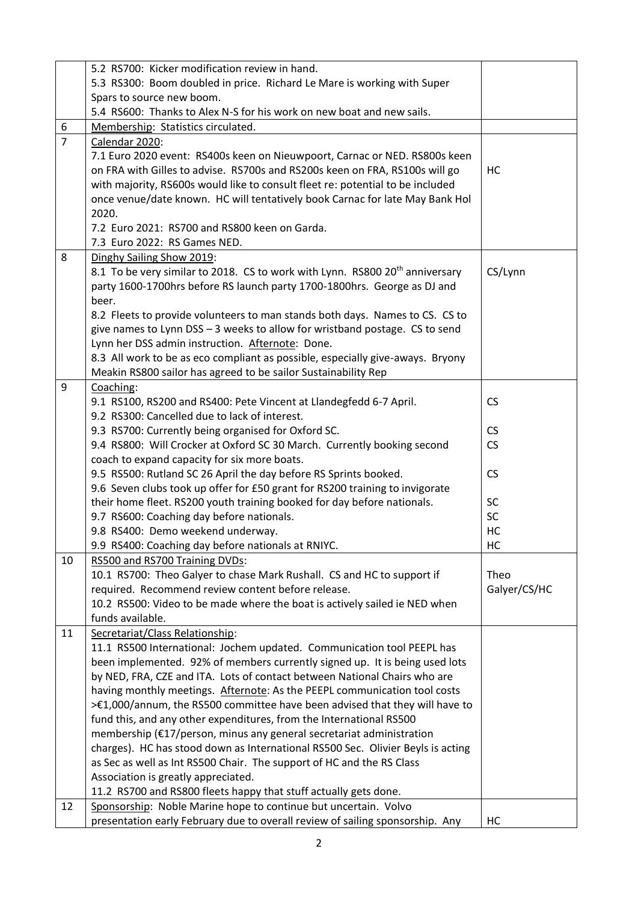| | | |
|---|---|---|
| | 5.2 RS700: Kicker modification review in hand.<br>5.3 RS300: Boom doubled in price. Richard Le Mare is working with Super Spars to source new boom.<br>5.4 RS600: Thanks to Alex N-S for his work on new boat and new sails. | |
| 6 | <u>Membership</u>: Statistics circulated. | |
| 7 | <u>Calendar 2020</u>:<br>7.1 Euro 2020 event: RS400s keen on Nieuwpoort, Carnac or NED. RS800s keen on FRA with Gilles to advise. RS700s and RS200s keen on FRA, RS100s will go with majority, RS600s would like to consult fleet re: potential to be included once venue/date known. HC will tentatively book Carnac for late May Bank Hol 2020.<br>7.2 Euro 2021: RS700 and RS800 keen on Garda.<br>7.3 Euro 2022: RS Games NED. | HC |
| 8 | <u>Dinghy Sailing Show 2019</u>:<br>8.1 To be very similar to 2018. CS to work with Lynn. RS800 20th anniversary party 1600-1700hrs before RS launch party 1700-1800hrs. George as DJ and beer.<br>8.2 Fleets to provide volunteers to man stands both days. Names to CS. CS to give names to Lynn DSS – 3 weeks to allow for wristband postage. CS to send Lynn her DSS admin instruction. <u>Afternote</u>: Done.<br>8.3 All work to be as eco compliant as possible, especially give-aways. Bryony Meakin RS800 sailor has agreed to be sailor Sustainability Rep | CS/Lynn |
| 9 | <u>Coaching</u>:<br>9.1 RS100, RS200 and RS400: Pete Vincent at Llandegfedd 6-7 April.<br>9.2 RS300: Cancelled due to lack of interest.<br>9.3 RS700: Currently being organised for Oxford SC.<br>9.4 RS800: Will Crocker at Oxford SC 30 March. Currently booking second coach to expand capacity for six more boats.<br>9.5 RS500: Rutland SC 26 April the day before RS Sprints booked.<br>9.6 Seven clubs took up offer for £50 grant for RS200 training to invigorate their home fleet. RS200 youth training booked for day before nationals.<br>9.7 RS600: Coaching day before nationals.<br>9.8 RS400: Demo weekend underway.<br>9.9 RS400: Coaching day before nationals at RNIYC. | CS<br><br>CS<br>CS<br><br>CS<br><br>SC<br>SC<br>HC<br>HC |
| 10 | <u>RS500 and RS700 Training DVDs</u>:<br>10.1 RS700: Theo Galyer to chase Mark Rushall. CS and HC to support if required. Recommend review content before release.<br>10.2 RS500: Video to be made where the boat is actively sailed ie NED when funds available. | Theo Galyer/CS/HC |
| 11 | <u>Secretariat/Class Relationship</u>:<br>11.1 RS500 International: Jochem updated. Communication tool PEEPL has been implemented. 92% of members currently signed up. It is being used lots by NED, FRA, CZE and ITA. Lots of contact between National Chairs who are having monthly meetings. <u>Afternote</u>: As the PEEPL communication tool costs >€1,000/annum, the RS500 committee have been advised that they will have to fund this, and any other expenditures, from the International RS500 membership (€17/person, minus any general secretariat administration charges). HC has stood down as International RS500 Sec. Olivier Beyls is acting as Sec as well as Int RS500 Chair. The support of HC and the RS Class Association is greatly appreciated.<br>11.2 RS700 and RS800 fleets happy that stuff actually gets done. | |
| 12 | <u>Sponsorship</u>: Noble Marine hope to continue but uncertain. Volvo presentation early February due to overall review of sailing sponsorship. Any | HC |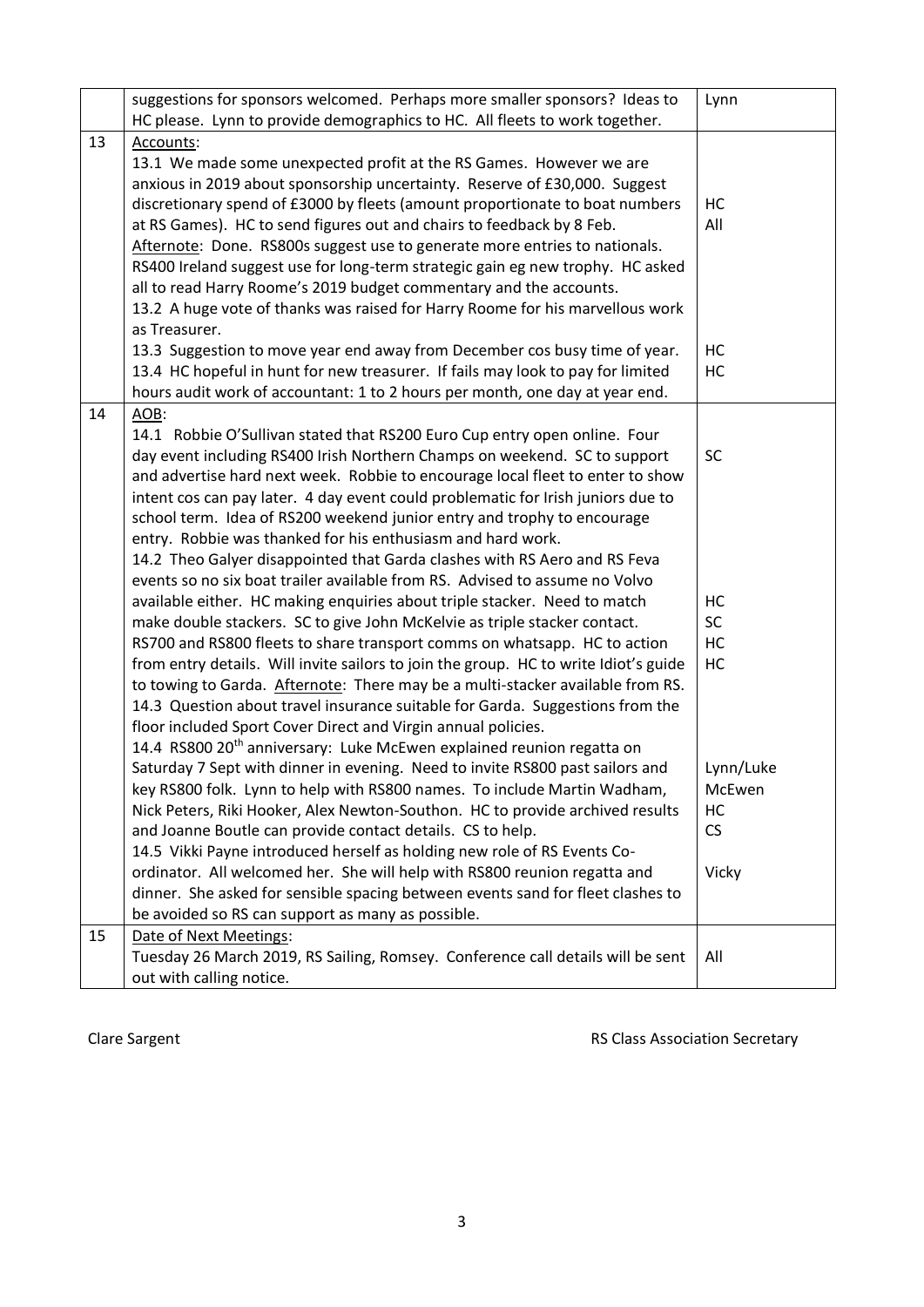| | | |
|---|---|---|
| | suggestions for sponsors welcomed. Perhaps more smaller sponsors? Ideas to HC please. Lynn to provide demographics to HC. All fleets to work together. | Lynn |
| 13 | Accounts:<br>13.1 We made some unexpected profit at the RS Games. However we are anxious in 2019 about sponsorship uncertainty. Reserve of £30,000. Suggest discretionary spend of £3000 by fleets (amount proportionate to boat numbers at RS Games). HC to send figures out and chairs to feedback by 8 Feb. Afternote: Done. RS800s suggest use to generate more entries to nationals. RS400 Ireland suggest use for long-term strategic gain eg new trophy. HC asked all to read Harry Roome's 2019 budget commentary and the accounts.<br>13.2 A huge vote of thanks was raised for Harry Roome for his marvellous work as Treasurer.<br>13.3 Suggestion to move year end away from December cos busy time of year.<br>13.4 HC hopeful in hunt for new treasurer. If fails may look to pay for limited hours audit work of accountant: 1 to 2 hours per month, one day at year end. | HC<br>All<br><br><br><br><br>HC<br>HC |
| 14 | AOB:<br>14.1 Robbie O'Sullivan stated that RS200 Euro Cup entry open online. Four day event including RS400 Irish Northern Champs on weekend. SC to support and advertise hard next week. Robbie to encourage local fleet to enter to show intent cos can pay later. 4 day event could problematic for Irish juniors due to school term. Idea of RS200 weekend junior entry and trophy to encourage entry. Robbie was thanked for his enthusiasm and hard work.<br>14.2 Theo Galyer disappointed that Garda clashes with RS Aero and RS Feva events so no six boat trailer available from RS. Advised to assume no Volvo available either. HC making enquiries about triple stacker. Need to match make double stackers. SC to give John McKelvie as triple stacker contact. RS700 and RS800 fleets to share transport comms on whatsapp. HC to action from entry details. Will invite sailors to join the group. HC to write Idiot's guide to towing to Garda. Afternote: There may be a multi-stacker available from RS.<br>14.3 Question about travel insurance suitable for Garda. Suggestions from the floor included Sport Cover Direct and Virgin annual policies.<br>14.4 RS800 20th anniversary: Luke McEwen explained reunion regatta on Saturday 7 Sept with dinner in evening. Need to invite RS800 past sailors and key RS800 folk. Lynn to help with RS800 names. To include Martin Wadham, Nick Peters, Riki Hooker, Alex Newton-Southon. HC to provide archived results and Joanne Boutle can provide contact details. CS to help.<br>14.5 Vikki Payne introduced herself as holding new role of RS Events Co-ordinator. All welcomed her. She will help with RS800 reunion regatta and dinner. She asked for sensible spacing between events sand for fleet clashes to be avoided so RS can support as many as possible. | <br><br>SC<br><br><br><br><br><br><br><br>HC<br>SC<br>HC<br>HC<br><br><br><br><br>Lynn/Luke McEwen<br>HC<br>CS<br><br>Vicky |
| 15 | Date of Next Meetings:<br>Tuesday 26 March 2019, RS Sailing, Romsey. Conference call details will be sent out with calling notice. | All |

Clare Sargent RS Class Association Secretary